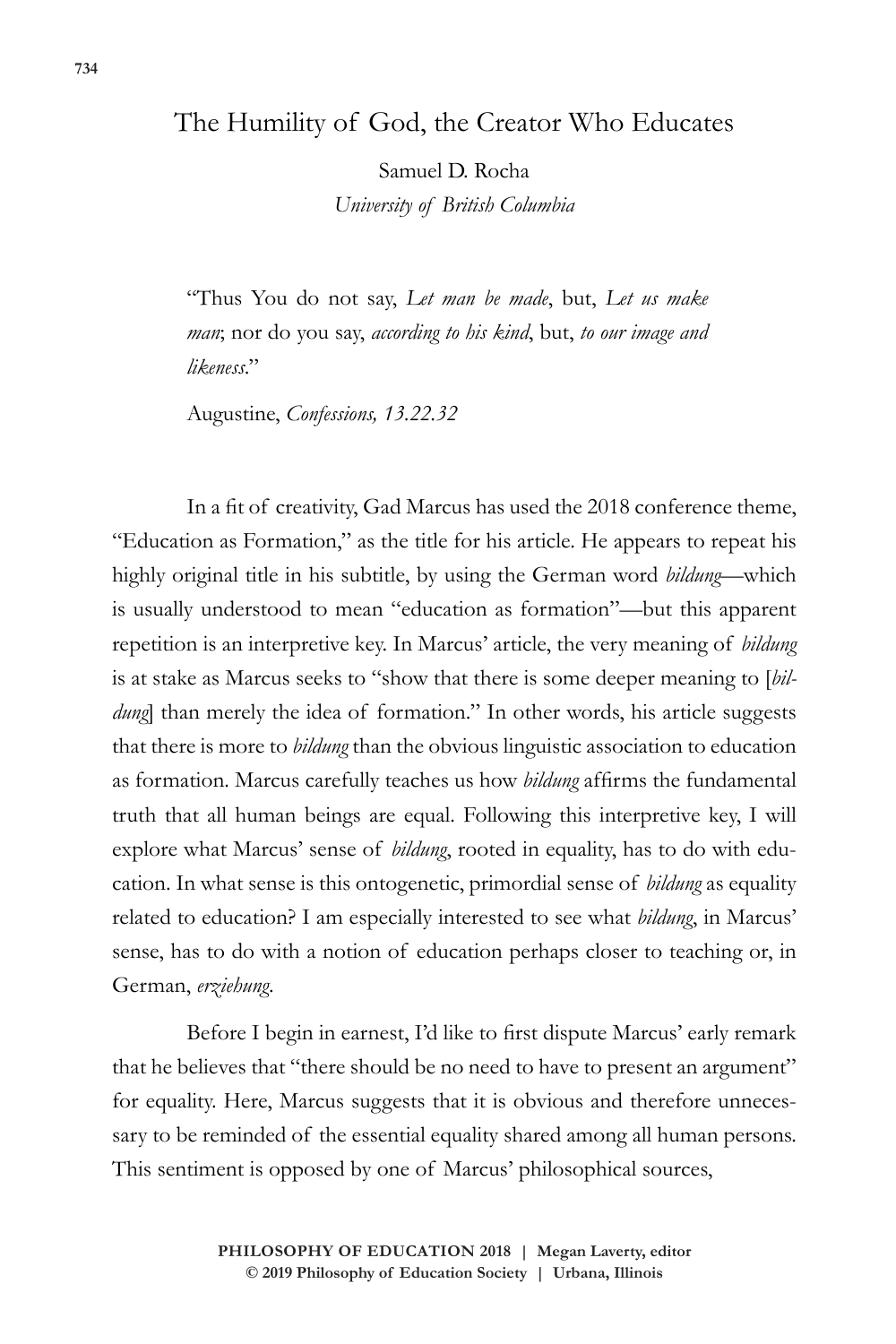# The Humility of God, the Creator Who Educates

Samuel D. Rocha
*University of British Columbia*

> "Thus You do not say, *Let man be made*, but, *Let us make man*; nor do you say, *according to his kind*, but, *to our image and likeness*."
>
> Augustine, *Confessions, 13.22.32*

In a fit of creativity, Gad Marcus has used the 2018 conference theme, "Education as Formation," as the title for his article. He appears to repeat his highly original title in his subtitle, by using the German word *bildung*—which is usually understood to mean "education as formation"—but this apparent repetition is an interpretive key. In Marcus' article, the very meaning of *bildung* is at stake as Marcus seeks to "show that there is some deeper meaning to [*bildung*] than merely the idea of formation." In other words, his article suggests that there is more to *bildung* than the obvious linguistic association to education as formation. Marcus carefully teaches us how *bildung* affirms the fundamental truth that all human beings are equal. Following this interpretive key, I will explore what Marcus' sense of *bildung*, rooted in equality, has to do with education. In what sense is this ontogenetic, primordial sense of *bildung* as equality related to education? I am especially interested to see what *bildung*, in Marcus' sense, has to do with a notion of education perhaps closer to teaching or, in German, *erziehung*.

Before I begin in earnest, I'd like to first dispute Marcus' early remark that he believes that "there should be no need to have to present an argument" for equality. Here, Marcus suggests that it is obvious and therefore unnecessary to be reminded of the essential equality shared among all human persons. This sentiment is opposed by one of Marcus' philosophical sources,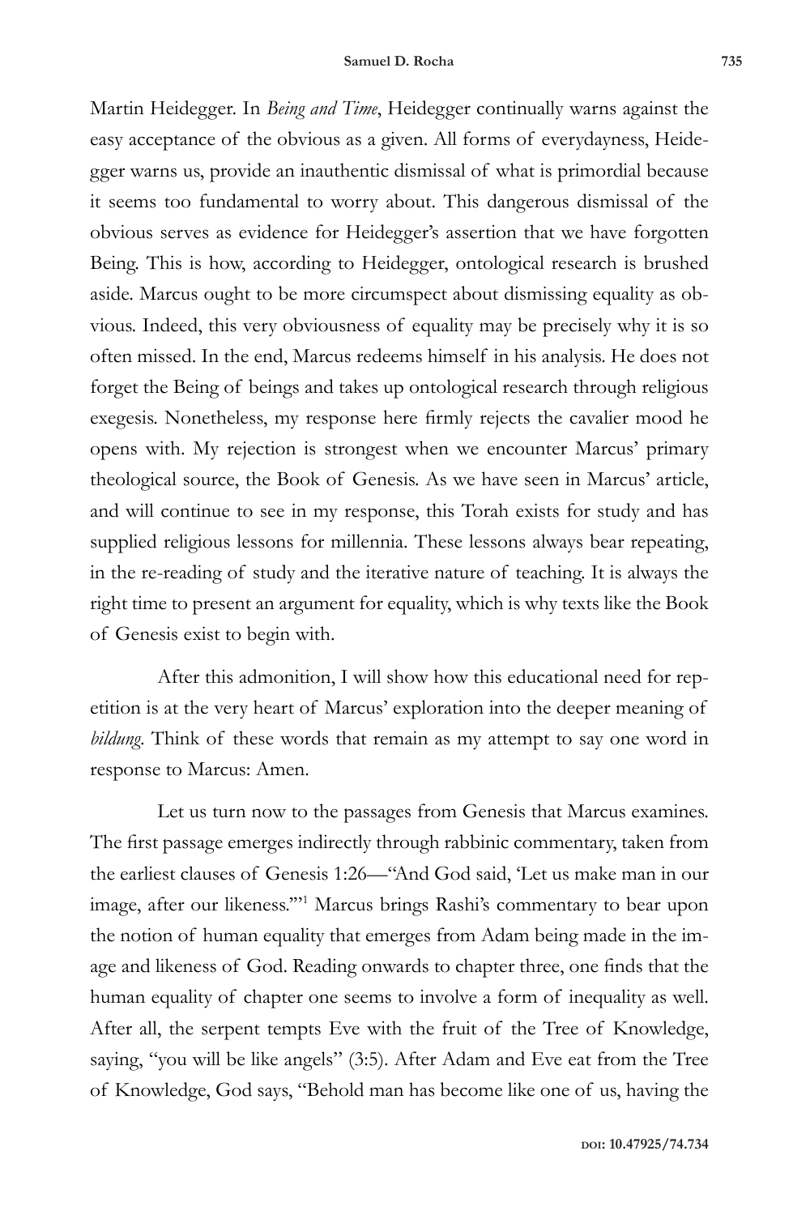Martin Heidegger. In *Being and Time*, Heidegger continually warns against the easy acceptance of the obvious as a given. All forms of everydayness, Heidegger warns us, provide an inauthentic dismissal of what is primordial because it seems too fundamental to worry about. This dangerous dismissal of the obvious serves as evidence for Heidegger's assertion that we have forgotten Being. This is how, according to Heidegger, ontological research is brushed aside. Marcus ought to be more circumspect about dismissing equality as obvious. Indeed, this very obviousness of equality may be precisely why it is so often missed. In the end, Marcus redeems himself in his analysis. He does not forget the Being of beings and takes up ontological research through religious exegesis. Nonetheless, my response here firmly rejects the cavalier mood he opens with. My rejection is strongest when we encounter Marcus' primary theological source, the Book of Genesis. As we have seen in Marcus' article, and will continue to see in my response, this Torah exists for study and has supplied religious lessons for millennia. These lessons always bear repeating, in the re-reading of study and the iterative nature of teaching. It is always the right time to present an argument for equality, which is why texts like the Book of Genesis exist to begin with.

After this admonition, I will show how this educational need for repetition is at the very heart of Marcus' exploration into the deeper meaning of *bildung*. Think of these words that remain as my attempt to say one word in response to Marcus: Amen.

Let us turn now to the passages from Genesis that Marcus examines. The first passage emerges indirectly through rabbinic commentary, taken from the earliest clauses of Genesis 1:26—"And God said, 'Let us make man in our image, after our likeness.'"[1] Marcus brings Rashi's commentary to bear upon the notion of human equality that emerges from Adam being made in the image and likeness of God. Reading onwards to chapter three, one finds that the human equality of chapter one seems to involve a form of inequality as well. After all, the serpent tempts Eve with the fruit of the Tree of Knowledge, saying, "you will be like angels" (3:5). After Adam and Eve eat from the Tree of Knowledge, God says, "Behold man has become like one of us, having the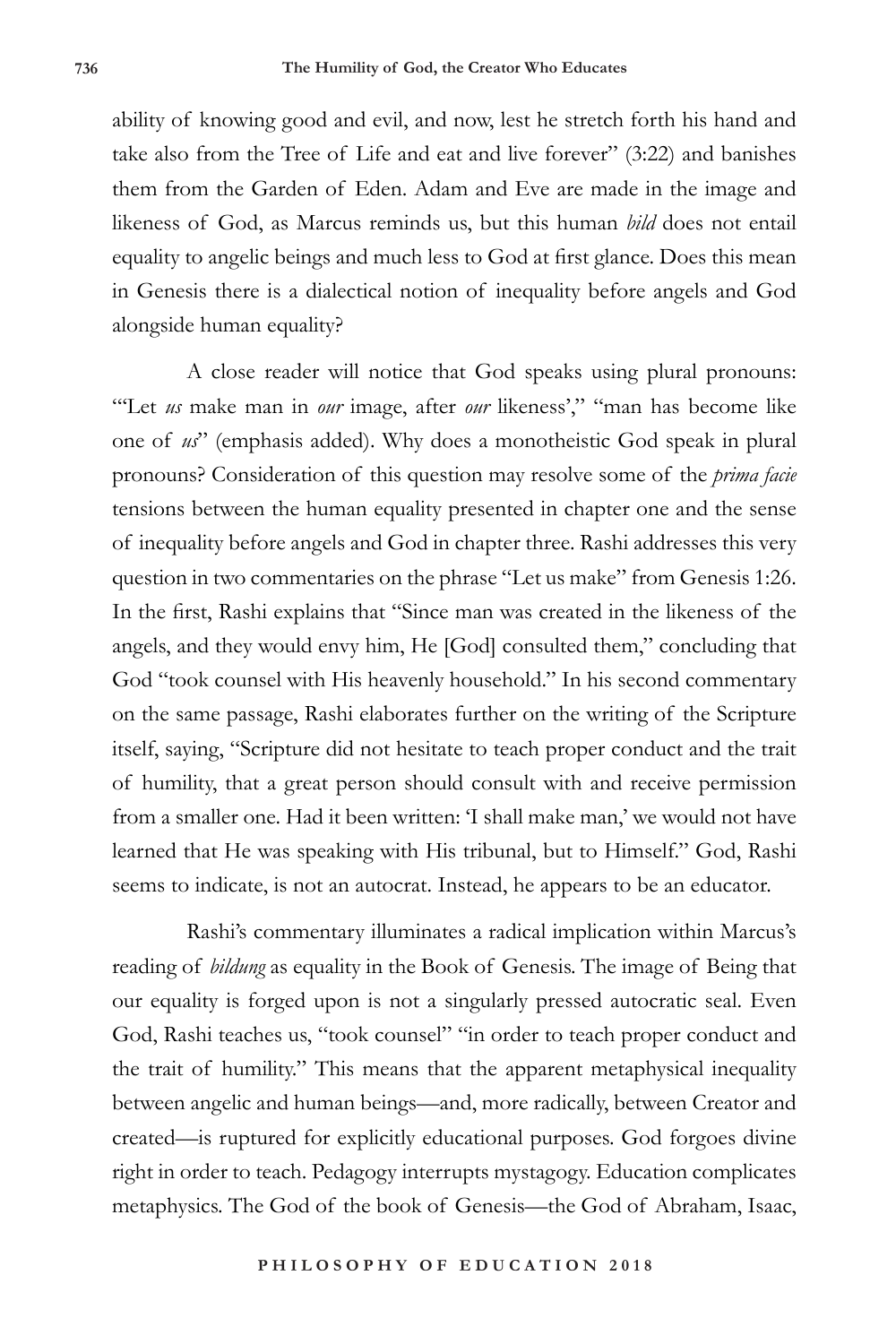ability of knowing good and evil, and now, lest he stretch forth his hand and take also from the Tree of Life and eat and live forever" (3:22) and banishes them from the Garden of Eden. Adam and Eve are made in the image and likeness of God, as Marcus reminds us, but this human *bild* does not entail equality to angelic beings and much less to God at first glance. Does this mean in Genesis there is a dialectical notion of inequality before angels and God alongside human equality?

A close reader will notice that God speaks using plural pronouns: "'Let *us* make man in *our* image, after *our* likeness'," "man has become like one of *us*" (emphasis added). Why does a monotheistic God speak in plural pronouns? Consideration of this question may resolve some of the *prima facie* tensions between the human equality presented in chapter one and the sense of inequality before angels and God in chapter three. Rashi addresses this very question in two commentaries on the phrase "Let us make" from Genesis 1:26. In the first, Rashi explains that "Since man was created in the likeness of the angels, and they would envy him, He [God] consulted them," concluding that God "took counsel with His heavenly household." In his second commentary on the same passage, Rashi elaborates further on the writing of the Scripture itself, saying, "Scripture did not hesitate to teach proper conduct and the trait of humility, that a great person should consult with and receive permission from a smaller one. Had it been written: 'I shall make man,' we would not have learned that He was speaking with His tribunal, but to Himself." God, Rashi seems to indicate, is not an autocrat. Instead, he appears to be an educator.

Rashi's commentary illuminates a radical implication within Marcus's reading of *bildung* as equality in the Book of Genesis. The image of Being that our equality is forged upon is not a singularly pressed autocratic seal. Even God, Rashi teaches us, "took counsel" "in order to teach proper conduct and the trait of humility." This means that the apparent metaphysical inequality between angelic and human beings—and, more radically, between Creator and created—is ruptured for explicitly educational purposes. God forgoes divine right in order to teach. Pedagogy interrupts mystagogy. Education complicates metaphysics. The God of the book of Genesis—the God of Abraham, Isaac,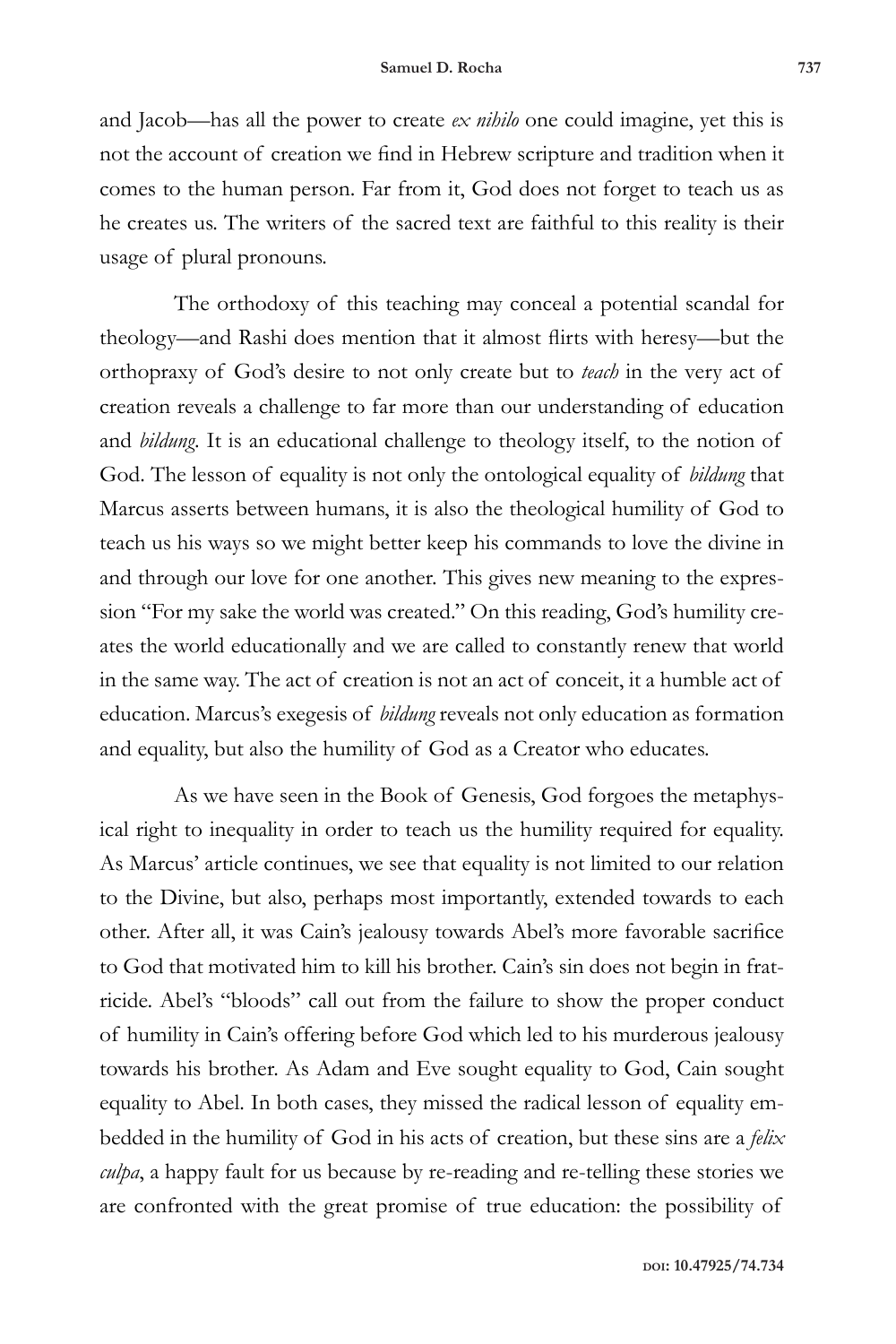and Jacob—has all the power to create *ex nihilo* one could imagine, yet this is not the account of creation we find in Hebrew scripture and tradition when it comes to the human person. Far from it, God does not forget to teach us as he creates us. The writers of the sacred text are faithful to this reality is their usage of plural pronouns.

The orthodoxy of this teaching may conceal a potential scandal for theology—and Rashi does mention that it almost flirts with heresy—but the orthopraxy of God's desire to not only create but to *teach* in the very act of creation reveals a challenge to far more than our understanding of education and *bildung*. It is an educational challenge to theology itself, to the notion of God. The lesson of equality is not only the ontological equality of *bildung* that Marcus asserts between humans, it is also the theological humility of God to teach us his ways so we might better keep his commands to love the divine in and through our love for one another. This gives new meaning to the expression "For my sake the world was created." On this reading, God's humility creates the world educationally and we are called to constantly renew that world in the same way. The act of creation is not an act of conceit, it a humble act of education. Marcus's exegesis of *bildung* reveals not only education as formation and equality, but also the humility of God as a Creator who educates.

As we have seen in the Book of Genesis, God forgoes the metaphysical right to inequality in order to teach us the humility required for equality. As Marcus' article continues, we see that equality is not limited to our relation to the Divine, but also, perhaps most importantly, extended towards to each other. After all, it was Cain's jealousy towards Abel's more favorable sacrifice to God that motivated him to kill his brother. Cain's sin does not begin in fratricide. Abel's "bloods" call out from the failure to show the proper conduct of humility in Cain's offering before God which led to his murderous jealousy towards his brother. As Adam and Eve sought equality to God, Cain sought equality to Abel. In both cases, they missed the radical lesson of equality embedded in the humility of God in his acts of creation, but these sins are a *felix culpa*, a happy fault for us because by re-reading and re-telling these stories we are confronted with the great promise of true education: the possibility of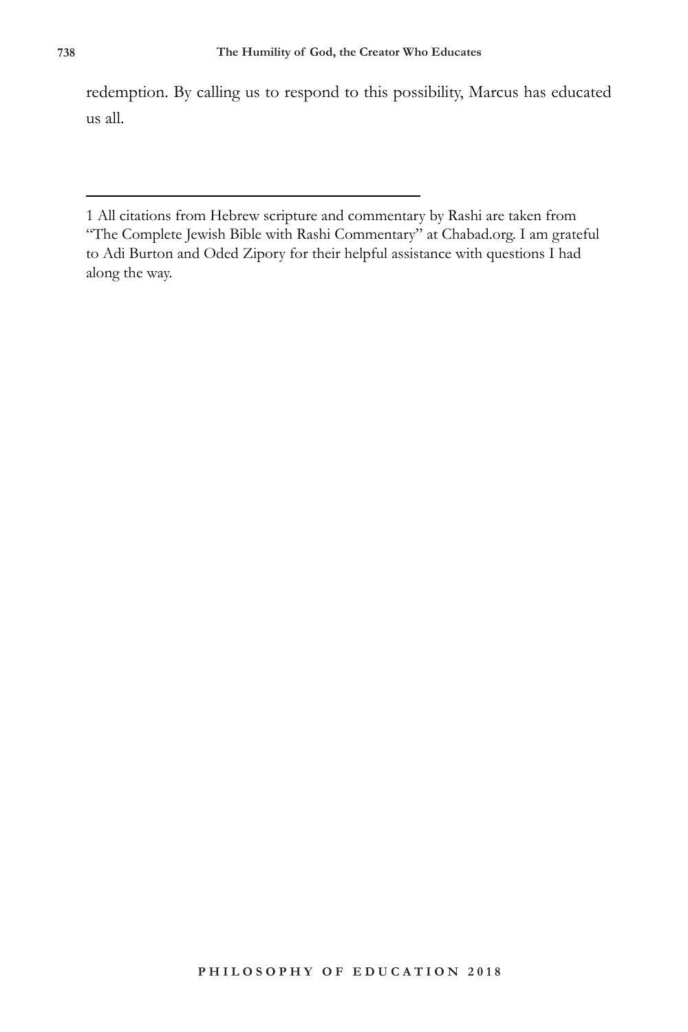redemption. By calling us to respond to this possibility, Marcus has educated us all.

---

1 All citations from Hebrew scripture and commentary by Rashi are taken from "The Complete Jewish Bible with Rashi Commentary" at Chabad.org. I am grateful to Adi Burton and Oded Zipory for their helpful assistance with questions I had along the way.